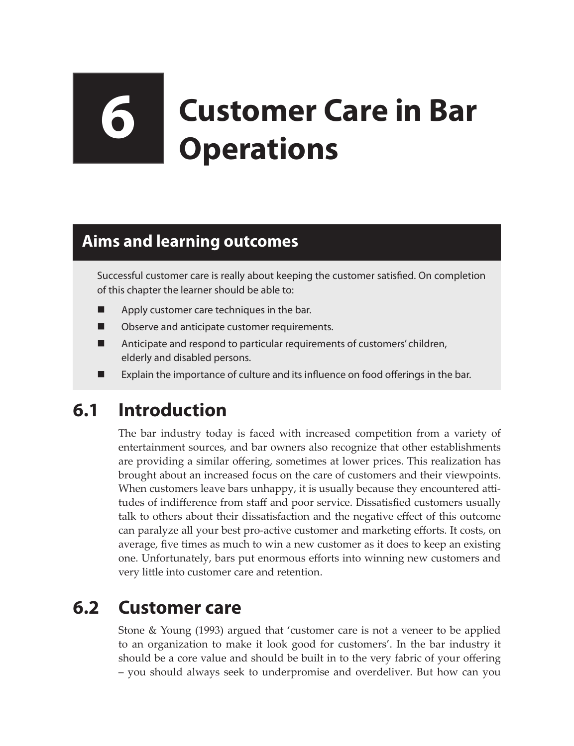# 6 Customer Care in Bar Operations

## Aims and learning outcomes

Successful customer care is really about keeping the customer satisfied. On completion of this chapter the learner should be able to:

- Apply customer care techniques in the bar.
- Observe and anticipate customer requirements.
- Anticipate and respond to particular requirements of customers' children, elderly and disabled persons.
- Explain the importance of culture and its influence on food offerings in the bar.

## 6.1 Introduction

The bar industry today is faced with increased competition from a variety of entertainment sources, and bar owners also recognize that other establishments are providing a similar offering, sometimes at lower prices. This realization has brought about an increased focus on the care of customers and their viewpoints. When customers leave bars unhappy, it is usually because they encountered attitudes of indifference from staff and poor service. Dissatisfied customers usually talk to others about their dissatisfaction and the negative effect of this outcome can paralyze all your best pro-active customer and marketing efforts. It costs, on average, five times as much to win a new customer as it does to keep an existing one. Unfortunately, bars put enormous efforts into winning new customers and very little into customer care and retention.

## 6.2 Customer care

Stone & Young (1993) argued that 'customer care is not a veneer to be applied to an organization to make it look good for customers'. In the bar industry it should be a core value and should be built in to the very fabric of your offering – you should always seek to underpromise and overdeliver. But how can you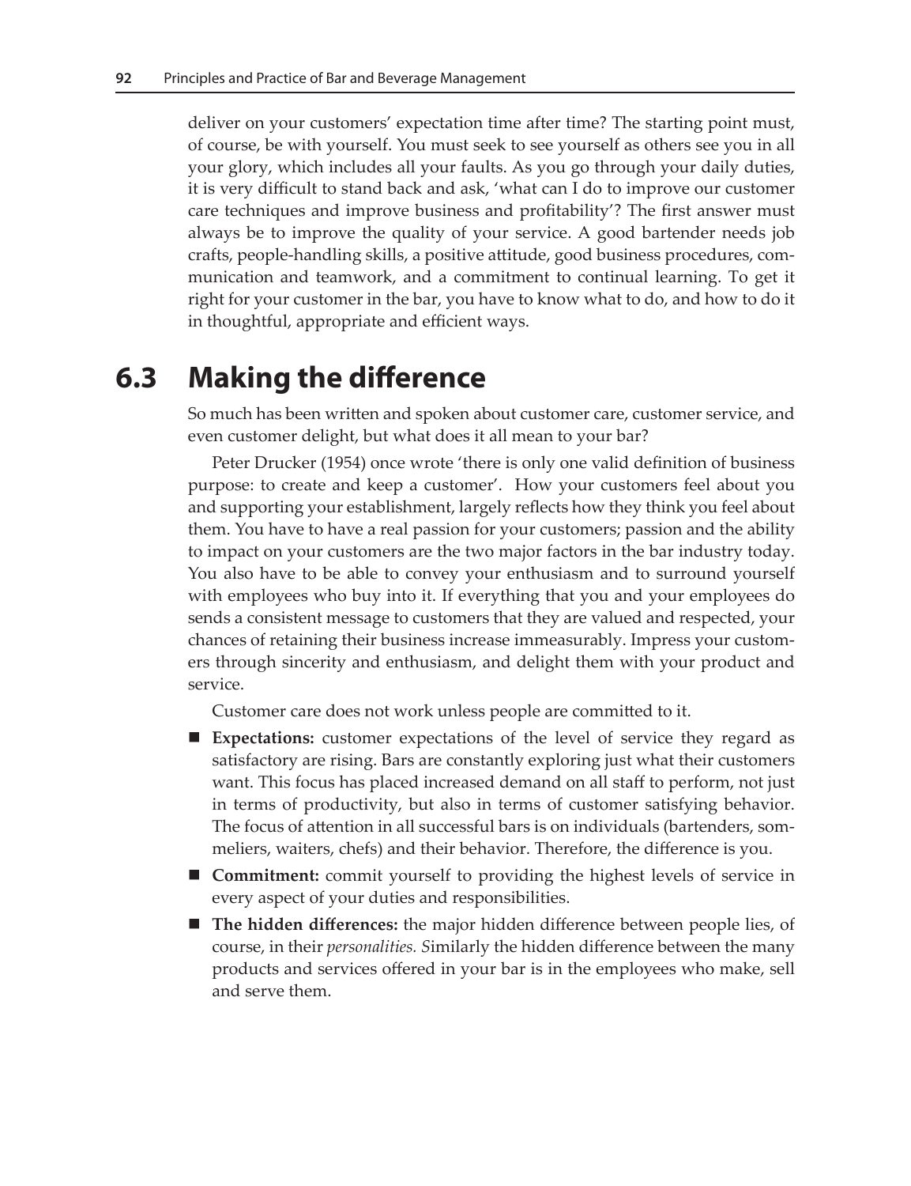deliver on your customers' expectation time after time? The starting point must, of course, be with yourself. You must seek to see yourself as others see you in all your glory, which includes all your faults. As you go through your daily duties, it is very difficult to stand back and ask, 'what can I do to improve our customer care techniques and improve business and profitability'? The first answer must always be to improve the quality of your service. A good bartender needs job crafts, people-handling skills, a positive attitude, good business procedures, communication and teamwork, and a commitment to continual learning. To get it right for your customer in the bar, you have to know what to do, and how to do it in thoughtful, appropriate and efficient ways.

## 6.3 Making the difference

So much has been written and spoken about customer care, customer service, and even customer delight, but what does it all mean to your bar?

Peter Drucker (1954) once wrote 'there is only one valid definition of business purpose: to create and keep a customer'. How your customers feel about you and supporting your establishment, largely reflects how they think you feel about them. You have to have a real passion for your customers; passion and the ability to impact on your customers are the two major factors in the bar industry today. You also have to be able to convey your enthusiasm and to surround yourself with employees who buy into it. If everything that you and your employees do sends a consistent message to customers that they are valued and respected, your chances of retaining their business increase immeasurably. Impress your customers through sincerity and enthusiasm, and delight them with your product and service.

Customer care does not work unless people are committed to it.

- **Expectations:** customer expectations of the level of service they regard as satisfactory are rising. Bars are constantly exploring just what their customers want. This focus has placed increased demand on all staff to perform, not just in terms of productivity, but also in terms of customer satisfying behavior. The focus of attention in all successful bars is on individuals (bartenders, sommeliers, waiters, chefs) and their behavior. Therefore, the difference is you.
- **Commitment:** commit yourself to providing the highest levels of service in every aspect of your duties and responsibilities.
- **The hidden differences:** the major hidden difference between people lies, of course, in their *personalities.* Similarly the hidden difference between the many products and services offered in your bar is in the employees who make, sell and serve them.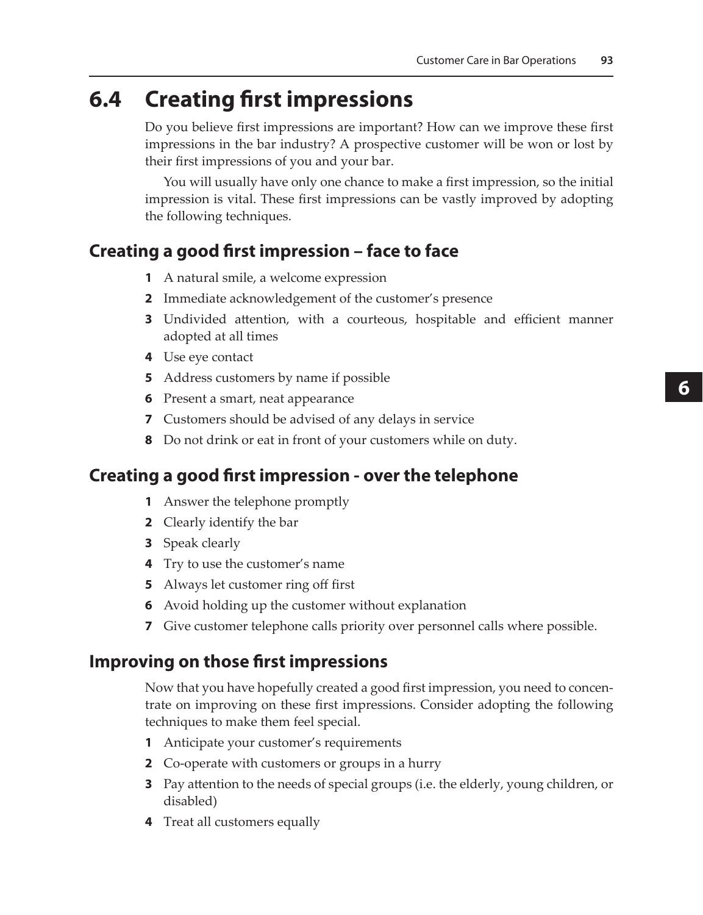## 6.4 Creating first impressions

Do you believe first impressions are important? How can we improve these first impressions in the bar industry? A prospective customer will be won or lost by their first impressions of you and your bar.

You will usually have only one chance to make a first impression, so the initial impression is vital. These first impressions can be vastly improved by adopting the following techniques.

### Creating a good first impression – face to face

1. A natural smile, a welcome expression
2. Immediate acknowledgement of the customer's presence
3. Undivided attention, with a courteous, hospitable and efficient manner adopted at all times
4. Use eye contact
5. Address customers by name if possible
6. Present a smart, neat appearance
7. Customers should be advised of any delays in service
8. Do not drink or eat in front of your customers while on duty.

### Creating a good first impression - over the telephone

1. Answer the telephone promptly
2. Clearly identify the bar
3. Speak clearly
4. Try to use the customer's name
5. Always let customer ring off first
6. Avoid holding up the customer without explanation
7. Give customer telephone calls priority over personnel calls where possible.

### Improving on those first impressions

Now that you have hopefully created a good first impression, you need to concentrate on improving on these first impressions. Consider adopting the following techniques to make them feel special.

1. Anticipate your customer's requirements
2. Co-operate with customers or groups in a hurry
3. Pay attention to the needs of special groups (i.e. the elderly, young children, or disabled)
4. Treat all customers equally